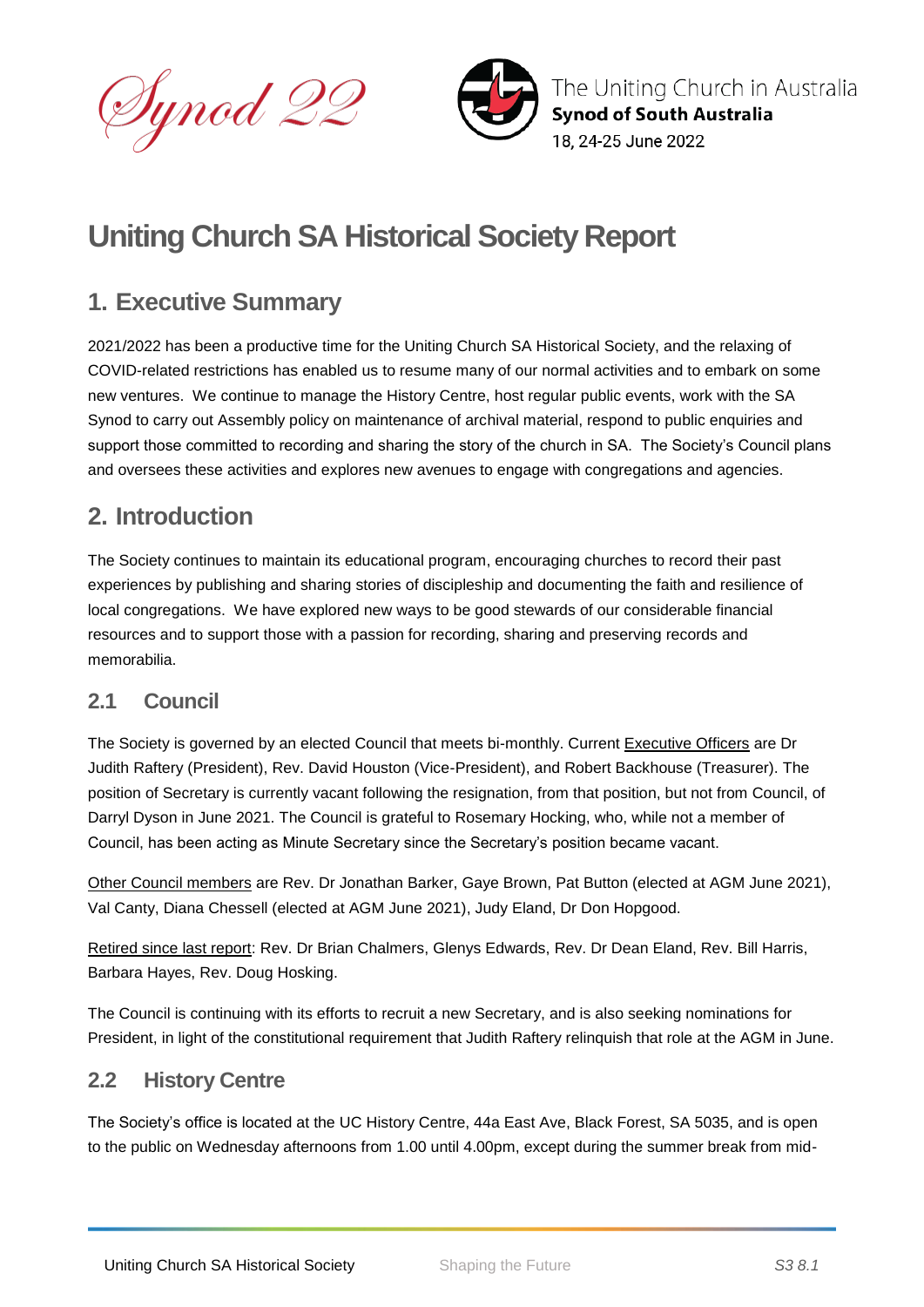# Uniting Church SA Historical Society Report

## 1. Executive Summary

2021/2022 has been a productive time for the Uniting Church SA Historical Society, and the relaxing of COVID-related restrictions has enabled us to resume many of our normal activities and to embark on some new ventures. We continue to manage the History Centre, host regular public events, work with the SA Synod to carry out Assembly policy on maintenance of archival material, respond to public enquiries and support those committed to recording and sharing the story of the church in SA. The Society's Council plans and oversees these activities and explores new avenues to engage with congregations and agencies.

## 2. Introduction

The Society continues to maintain its educational program, encouraging churches to record their past experiences by publishing and sharing stories of discipleship and documenting the faith and resilience of local congregations. We have explored new ways to be good stewards of our considerable financial resources and to support those with a passion for recording, sharing and preserving records and memorabilia.

### 2.1 Council

The Society is governed by an elected Council that meets bi-monthly. Current Executive Officers are Dr Judith Raftery (President), Rev. David Houston (Vice-President), and Robert Backhouse (Treasurer). The position of Secretary is currently vacant following the resignation, from that position, but not from Council, of Darryl Dyson in June 2021. The Council is grateful to Rosemary Hocking, who, while not a member of Council, has been acting as Minute Secretary since the Secretary's position became vacant.

Other Council members are Rev. Dr Jonathan Barker, Gaye Brown, Pat Button (elected at AGM June 2021), Val Canty, Diana Chessell (elected at AGM June 2021), Judy Eland, Dr Don Hopgood.

Retired since last report: Rev. Dr Brian Chalmers, Glenys Edwards, Rev. Dr Dean Eland, Rev. Bill Harris, Barbara Hayes, Rev. Doug Hosking.

The Council is continuing with its efforts to recruit a new Secretary, and is also seeking nominations for President, in light of the constitutional requirement that Judith Raftery relinquish that role at the AGM in June.

### 2.2 History Centre

The Society's office is located at the UC History Centre, 44a East Ave, Black Forest, SA 5035, and is open to the public on Wednesday afternoons from 1.00 until 4.00pm, except during the summer break from mid-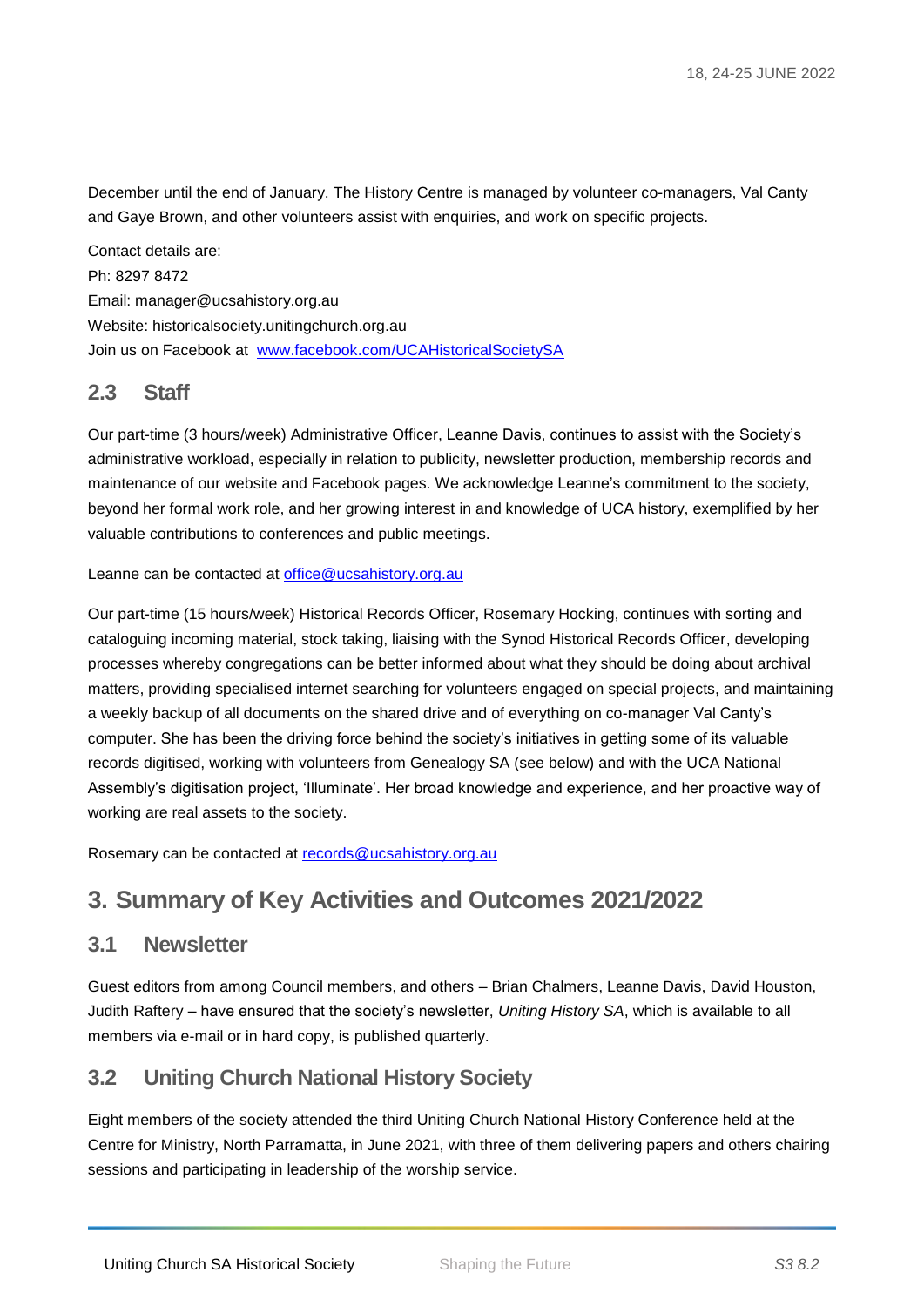December until the end of January. The History Centre is managed by volunteer co-managers, Val Canty and Gaye Brown, and other volunteers assist with enquiries, and work on specific projects.

Contact details are:
Ph: 8297 8472
Email: manager@ucsahistory.org.au
Website: historicalsociety.unitingchurch.org.au
Join us on Facebook at [www.facebook.com/UCAHistoricalSocietySA](www.facebook.com/UCAHistoricalSocietySA)

### 2.3 Staff

Our part-time (3 hours/week) Administrative Officer, Leanne Davis, continues to assist with the Society's administrative workload, especially in relation to publicity, newsletter production, membership records and maintenance of our website and Facebook pages. We acknowledge Leanne's commitment to the society, beyond her formal work role, and her growing interest in and knowledge of UCA history, exemplified by her valuable contributions to conferences and public meetings.

Leanne can be contacted at [office@ucsahistory.org.au](mailto:office@ucsahistory.org.au)

Our part-time (15 hours/week) Historical Records Officer, Rosemary Hocking, continues with sorting and cataloguing incoming material, stock taking, liaising with the Synod Historical Records Officer, developing processes whereby congregations can be better informed about what they should be doing about archival matters, providing specialised internet searching for volunteers engaged on special projects, and maintaining a weekly backup of all documents on the shared drive and of everything on co-manager Val Canty's computer. She has been the driving force behind the society's initiatives in getting some of its valuable records digitised, working with volunteers from Genealogy SA (see below) and with the UCA National Assembly's digitisation project, 'Illuminate'. Her broad knowledge and experience, and her proactive way of working are real assets to the society.

Rosemary can be contacted at [records@ucsahistory.org.au](mailto:records@ucsahistory.org.au)

## 3. Summary of Key Activities and Outcomes 2021/2022

### 3.1 Newsletter

Guest editors from among Council members, and others – Brian Chalmers, Leanne Davis, David Houston, Judith Raftery – have ensured that the society's newsletter, *Uniting History SA*, which is available to all members via e-mail or in hard copy, is published quarterly.

### 3.2 Uniting Church National History Society

Eight members of the society attended the third Uniting Church National History Conference held at the Centre for Ministry, North Parramatta, in June 2021, with three of them delivering papers and others chairing sessions and participating in leadership of the worship service.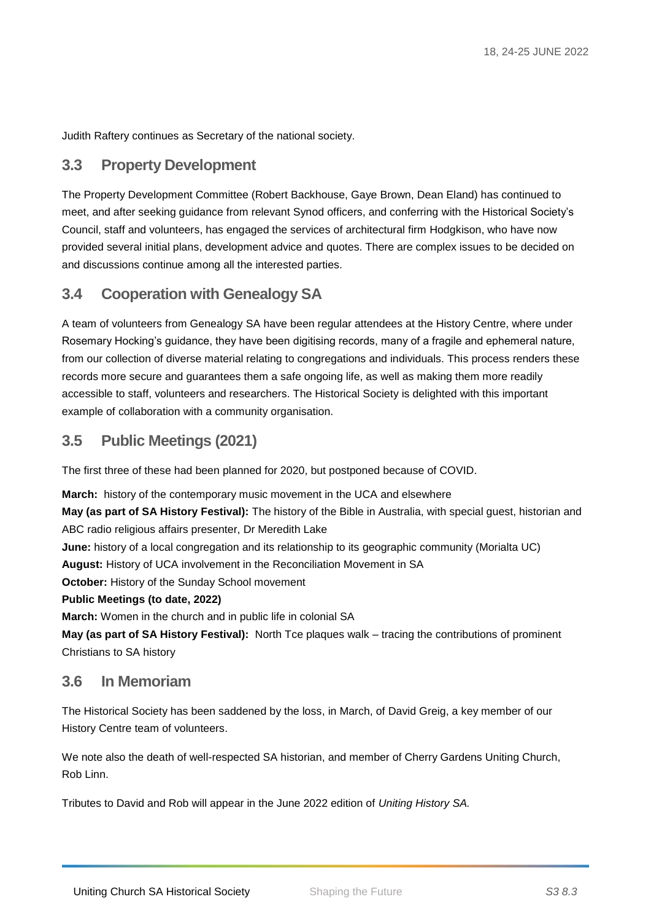Judith Raftery continues as Secretary of the national society.

## 3.3 Property Development

The Property Development Committee (Robert Backhouse, Gaye Brown, Dean Eland) has continued to meet, and after seeking guidance from relevant Synod officers, and conferring with the Historical Society's Council, staff and volunteers, has engaged the services of architectural firm Hodgkison, who have now provided several initial plans, development advice and quotes. There are complex issues to be decided on and discussions continue among all the interested parties.

## 3.4 Cooperation with Genealogy SA

A team of volunteers from Genealogy SA have been regular attendees at the History Centre, where under Rosemary Hocking's guidance, they have been digitising records, many of a fragile and ephemeral nature, from our collection of diverse material relating to congregations and individuals. This process renders these records more secure and guarantees them a safe ongoing life, as well as making them more readily accessible to staff, volunteers and researchers. The Historical Society is delighted with this important example of collaboration with a community organisation.

## 3.5 Public Meetings (2021)

The first three of these had been planned for 2020, but postponed because of COVID.

**March:** history of the contemporary music movement in the UCA and elsewhere
**May (as part of SA History Festival):** The history of the Bible in Australia, with special guest, historian and ABC radio religious affairs presenter, Dr Meredith Lake
**June:** history of a local congregation and its relationship to its geographic community (Morialta UC)
**August:** History of UCA involvement in the Reconciliation Movement in SA
**October:** History of the Sunday School movement
**Public Meetings (to date, 2022)**
**March:** Women in the church and in public life in colonial SA
**May (as part of SA History Festival):** North Tce plaques walk – tracing the contributions of prominent Christians to SA history

## 3.6 In Memoriam

The Historical Society has been saddened by the loss, in March, of David Greig, a key member of our History Centre team of volunteers.

We note also the death of well-respected SA historian, and member of Cherry Gardens Uniting Church, Rob Linn.

Tributes to David and Rob will appear in the June 2022 edition of *Uniting History SA.*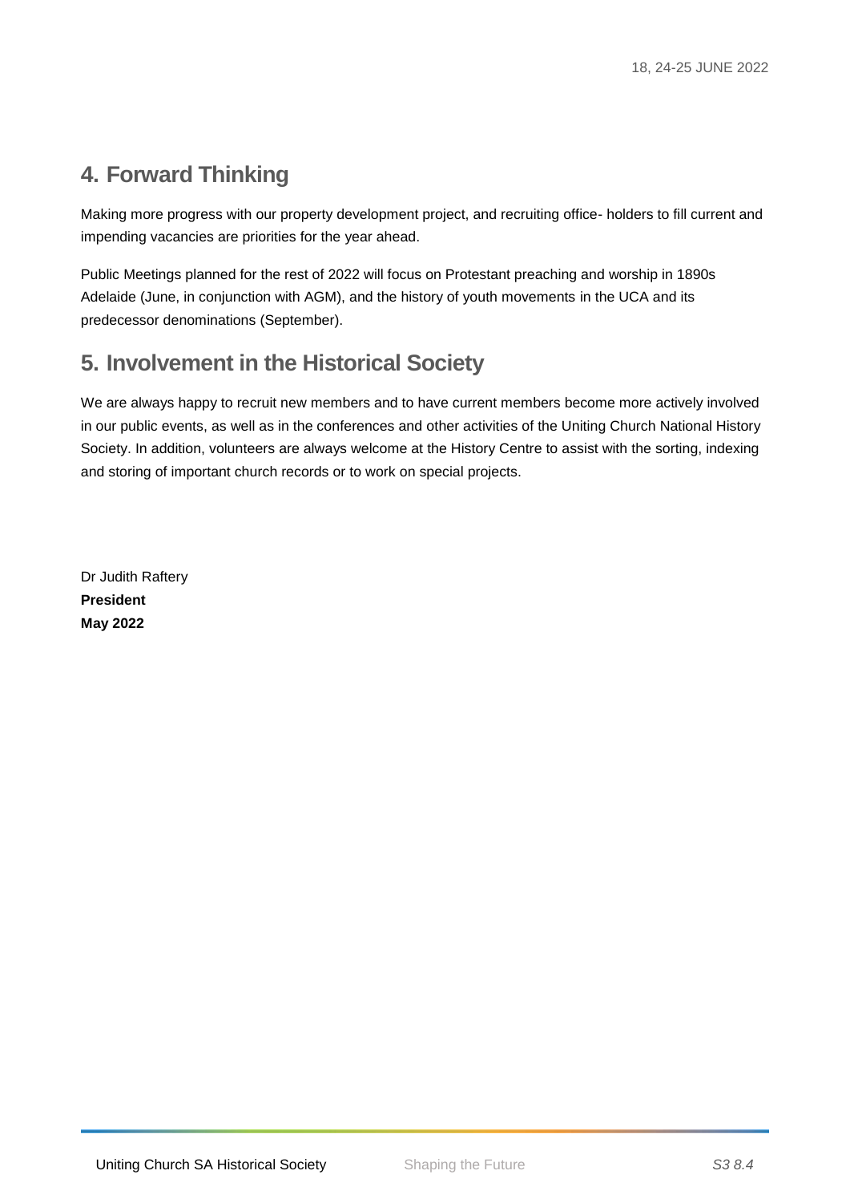## 4. Forward Thinking

Making more progress with our property development project, and recruiting office- holders to fill current and impending vacancies are priorities for the year ahead.

Public Meetings planned for the rest of 2022 will focus on Protestant preaching and worship in 1890s Adelaide (June, in conjunction with AGM), and the history of youth movements in the UCA and its predecessor denominations (September).

## 5. Involvement in the Historical Society

We are always happy to recruit new members and to have current members become more actively involved in our public events, as well as in the conferences and other activities of the Uniting Church National History Society. In addition, volunteers are always welcome at the History Centre to assist with the sorting, indexing and storing of important church records or to work on special projects.

Dr Judith Raftery
**President**
**May 2022**